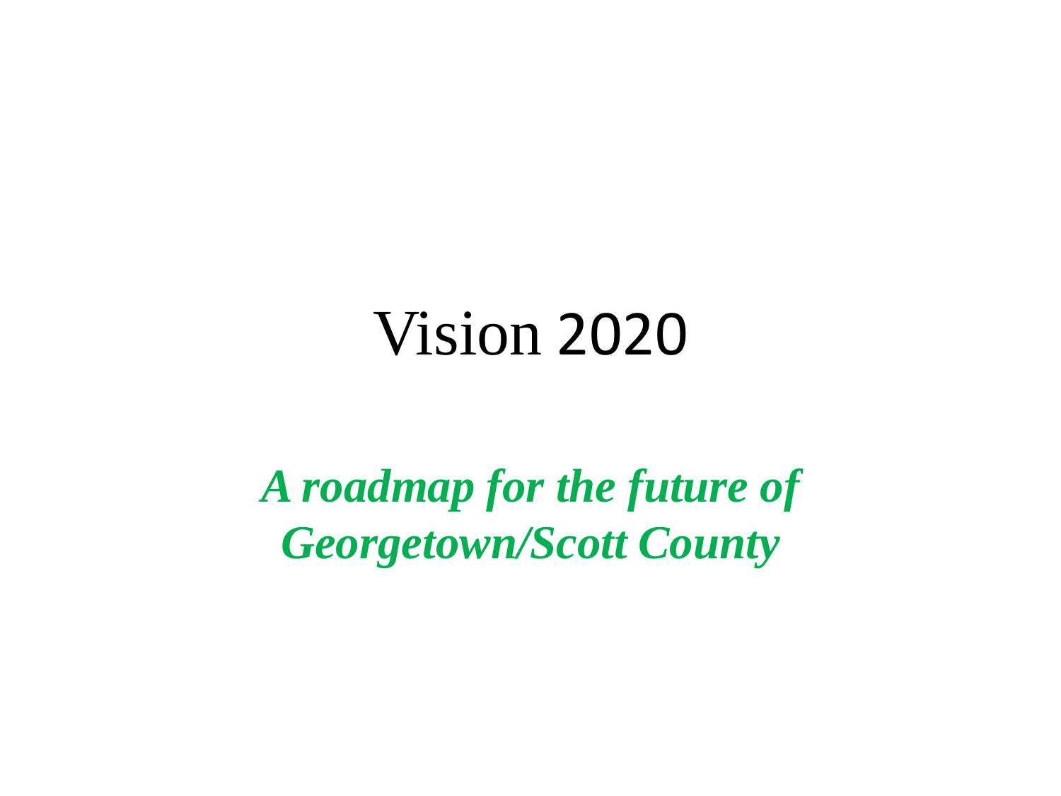# Vision 2020

***A roadmap for the future of Georgetown/Scott County***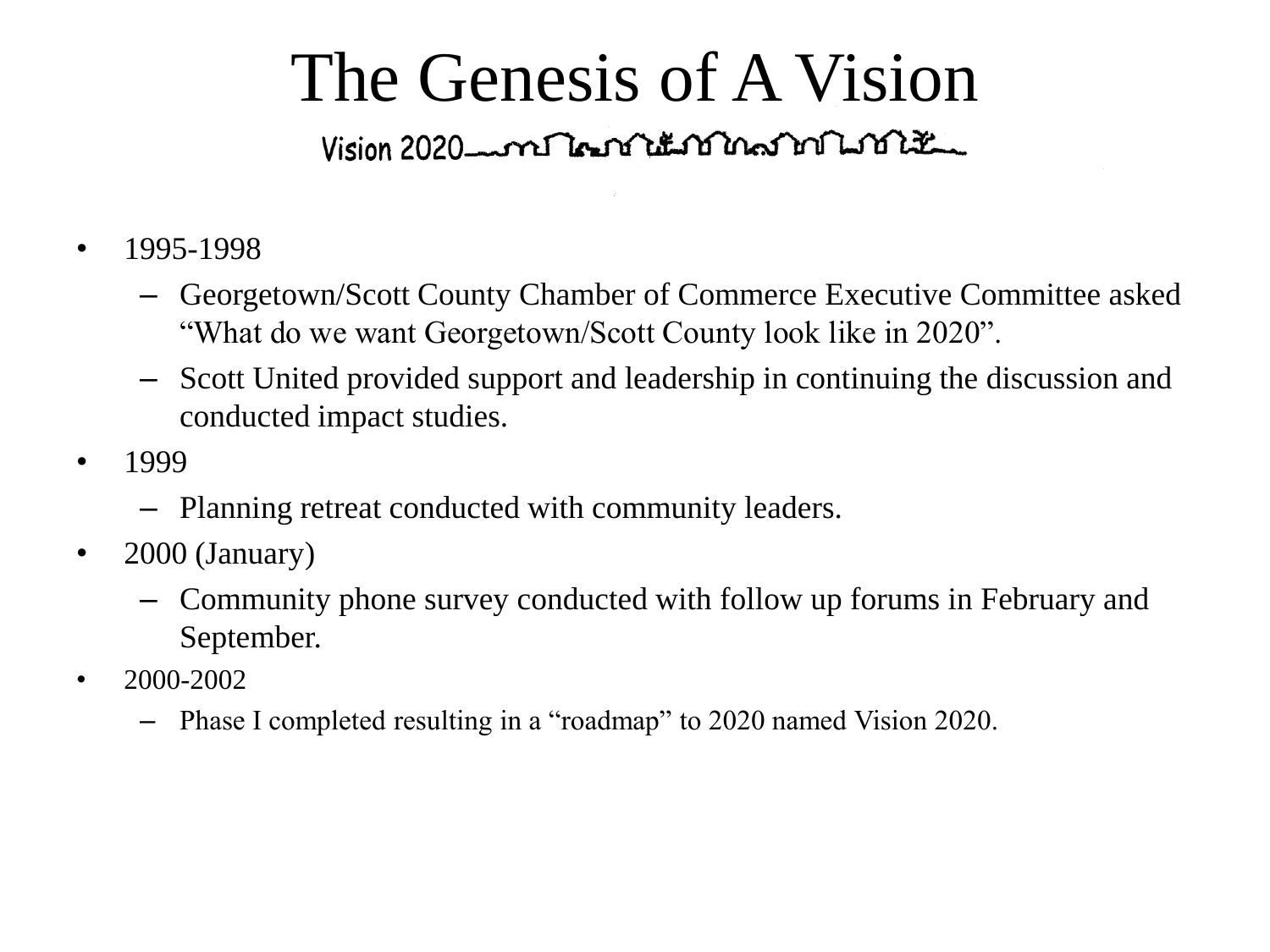# The Genesis of A Vision

Vision 2020

- 1995-1998
  - Georgetown/Scott County Chamber of Commerce Executive Committee asked "What do we want Georgetown/Scott County look like in 2020".
  - Scott United provided support and leadership in continuing the discussion and conducted impact studies.
- 1999
  - Planning retreat conducted with community leaders.
- 2000 (January)
  - Community phone survey conducted with follow up forums in February and September.
- 2000-2002
  - Phase I completed resulting in a "roadmap" to 2020 named Vision 2020.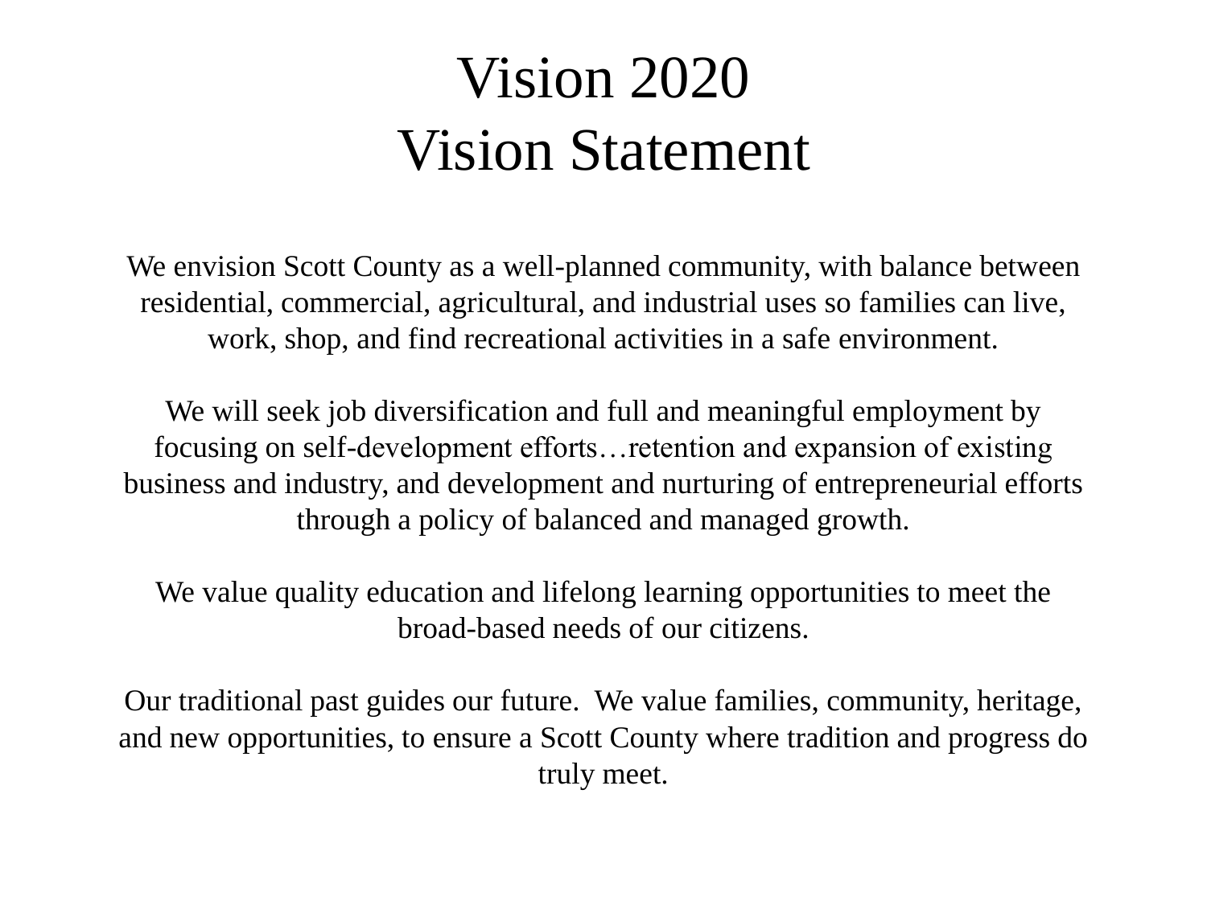# Vision 2020
# Vision Statement

We envision Scott County as a well-planned community, with balance between residential, commercial, agricultural, and industrial uses so families can live, work, shop, and find recreational activities in a safe environment.

We will seek job diversification and full and meaningful employment by focusing on self-development efforts…retention and expansion of existing business and industry, and development and nurturing of entrepreneurial efforts through a policy of balanced and managed growth.

We value quality education and lifelong learning opportunities to meet the broad-based needs of our citizens.

Our traditional past guides our future. We value families, community, heritage, and new opportunities, to ensure a Scott County where tradition and progress do truly meet.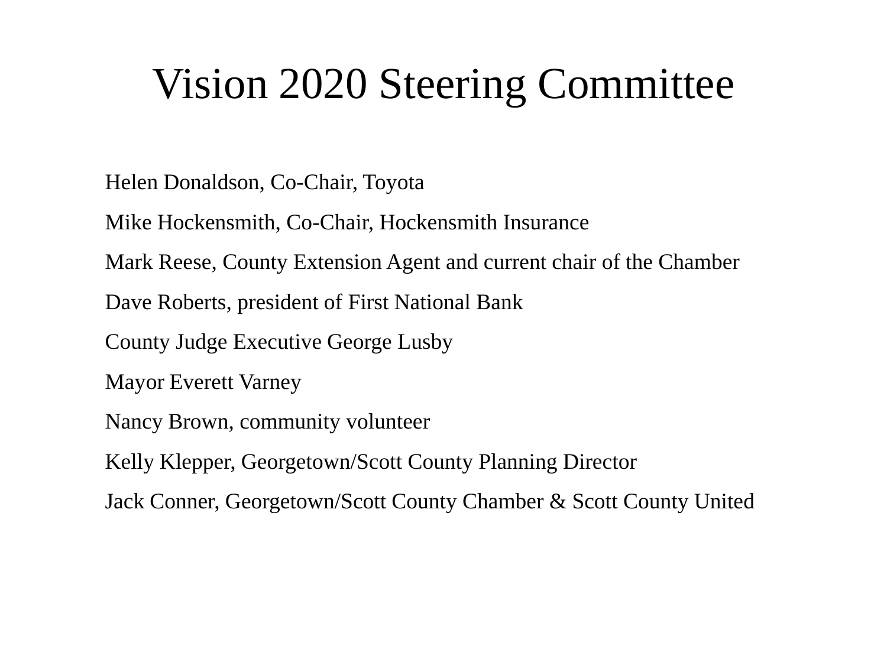# Vision 2020 Steering Committee

Helen Donaldson, Co-Chair, Toyota

Mike Hockensmith, Co-Chair, Hockensmith Insurance

Mark Reese, County Extension Agent and current chair of the Chamber

Dave Roberts, president of First National Bank

County Judge Executive George Lusby

Mayor Everett Varney

Nancy Brown, community volunteer

Kelly Klepper, Georgetown/Scott County Planning Director

Jack Conner, Georgetown/Scott County Chamber & Scott County United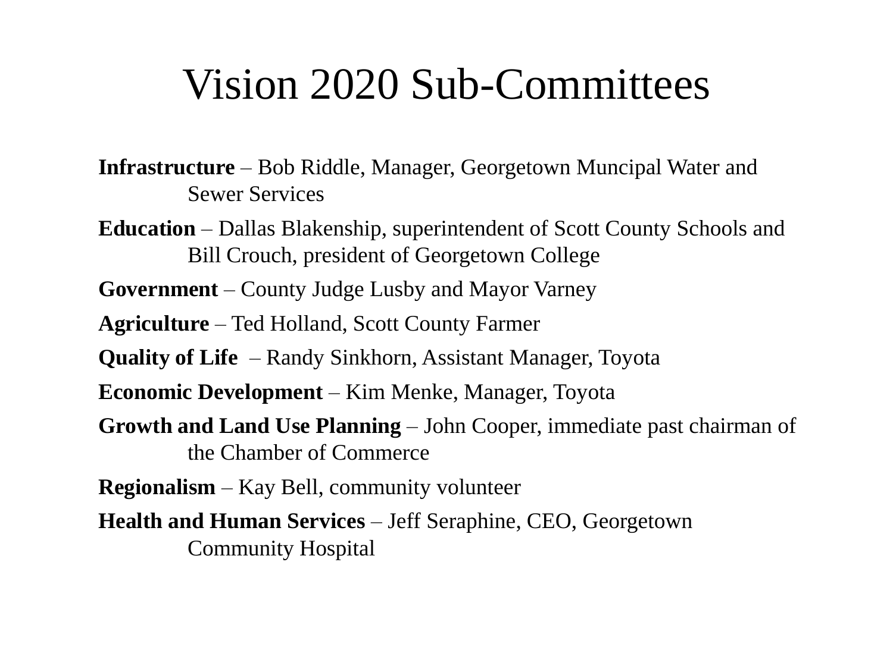# Vision 2020 Sub-Committees

**Infrastructure** – Bob Riddle, Manager, Georgetown Muncipal Water and Sewer Services

**Education** – Dallas Blakenship, superintendent of Scott County Schools and Bill Crouch, president of Georgetown College

**Government** – County Judge Lusby and Mayor Varney

**Agriculture** – Ted Holland, Scott County Farmer

**Quality of Life** – Randy Sinkhorn, Assistant Manager, Toyota

**Economic Development** – Kim Menke, Manager, Toyota

**Growth and Land Use Planning** – John Cooper, immediate past chairman of the Chamber of Commerce

**Regionalism** – Kay Bell, community volunteer

**Health and Human Services** – Jeff Seraphine, CEO, Georgetown Community Hospital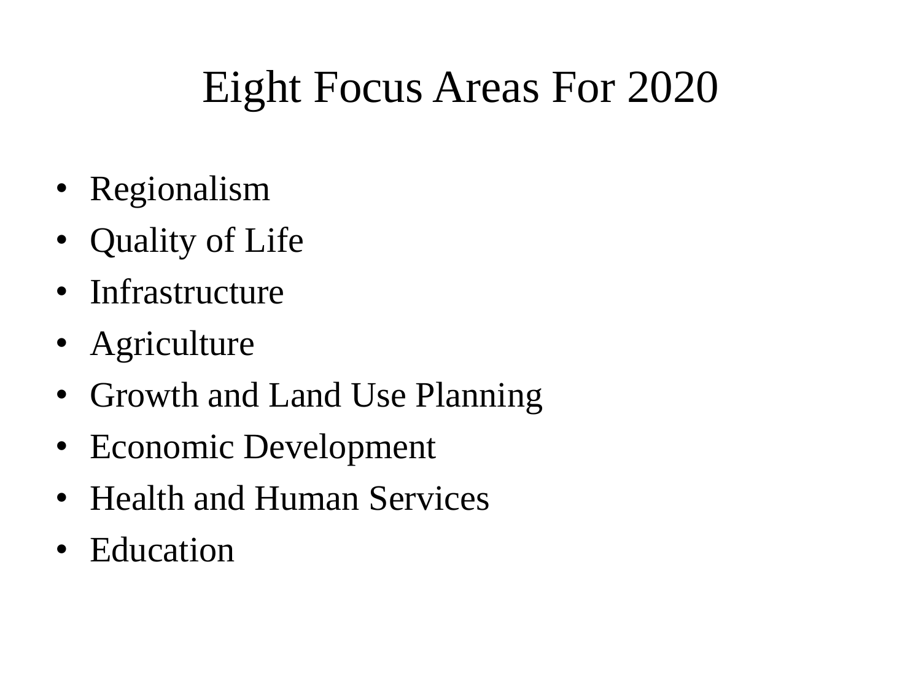# Eight Focus Areas For 2020

- Regionalism
- Quality of Life
- Infrastructure
- Agriculture
- Growth and Land Use Planning
- Economic Development
- Health and Human Services
- Education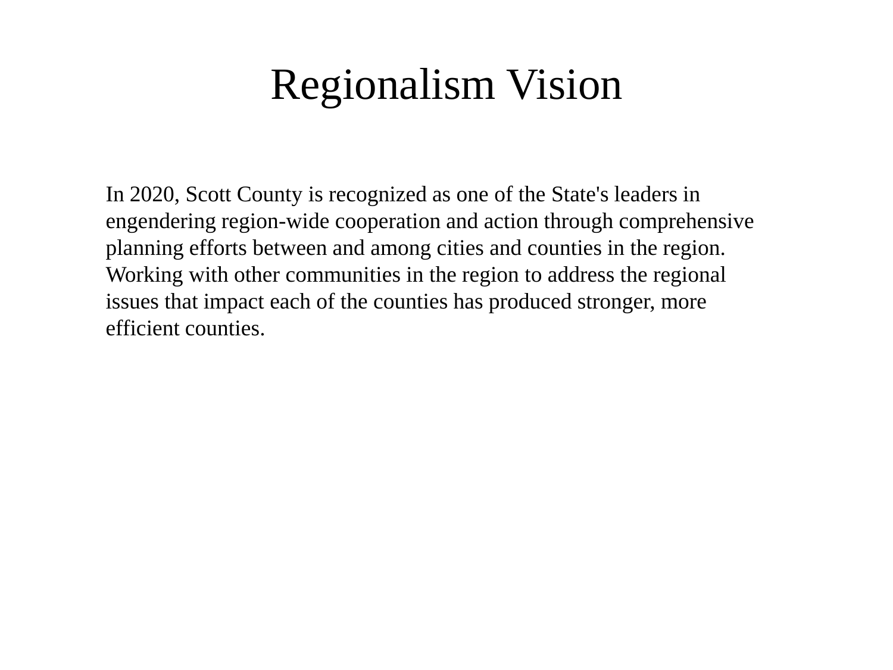# Regionalism Vision

In 2020, Scott County is recognized as one of the State's leaders in engendering region-wide cooperation and action through comprehensive planning efforts between and among cities and counties in the region. Working with other communities in the region to address the regional issues that impact each of the counties has produced stronger, more efficient counties.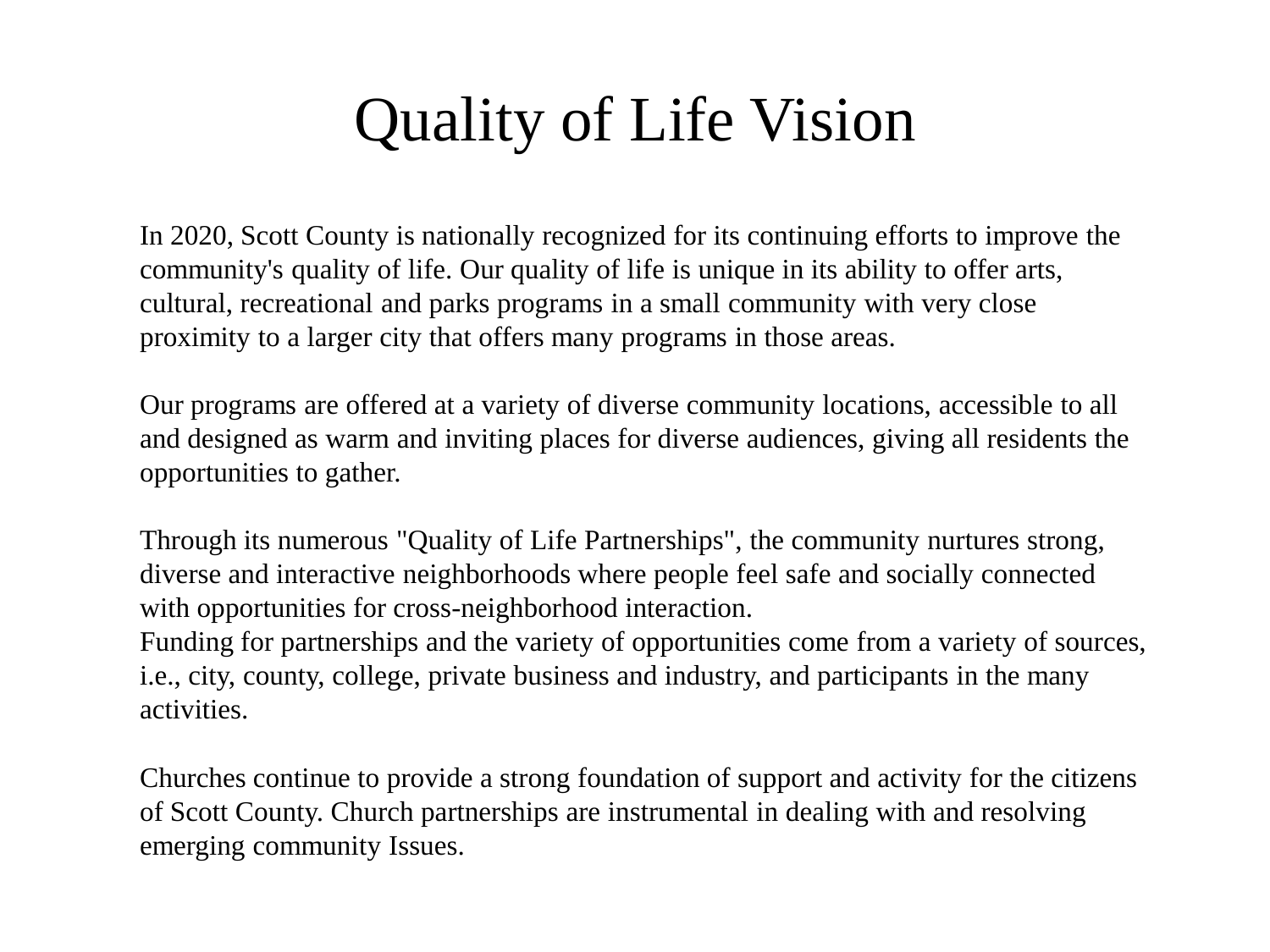# Quality of Life Vision

In 2020, Scott County is nationally recognized for its continuing efforts to improve the community's quality of life. Our quality of life is unique in its ability to offer arts, cultural, recreational and parks programs in a small community with very close proximity to a larger city that offers many programs in those areas.

Our programs are offered at a variety of diverse community locations, accessible to all and designed as warm and inviting places for diverse audiences, giving all residents the opportunities to gather.

Through its numerous "Quality of Life Partnerships", the community nurtures strong, diverse and interactive neighborhoods where people feel safe and socially connected with opportunities for cross-neighborhood interaction.
Funding for partnerships and the variety of opportunities come from a variety of sources, i.e., city, county, college, private business and industry, and participants in the many activities.

Churches continue to provide a strong foundation of support and activity for the citizens of Scott County. Church partnerships are instrumental in dealing with and resolving emerging community Issues.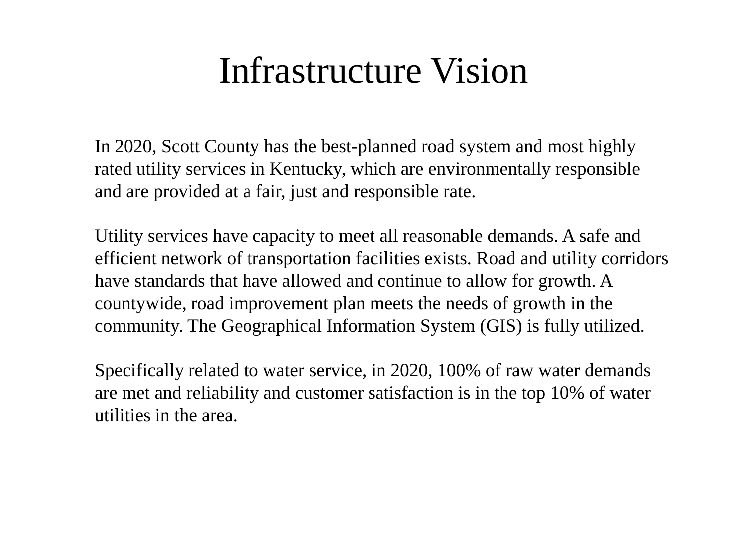# Infrastructure Vision

In 2020, Scott County has the best-planned road system and most highly rated utility services in Kentucky, which are environmentally responsible and are provided at a fair, just and responsible rate.

Utility services have capacity to meet all reasonable demands. A safe and efficient network of transportation facilities exists. Road and utility corridors have standards that have allowed and continue to allow for growth. A countywide, road improvement plan meets the needs of growth in the community. The Geographical Information System (GIS) is fully utilized.

Specifically related to water service, in 2020, 100% of raw water demands are met and reliability and customer satisfaction is in the top 10% of water utilities in the area.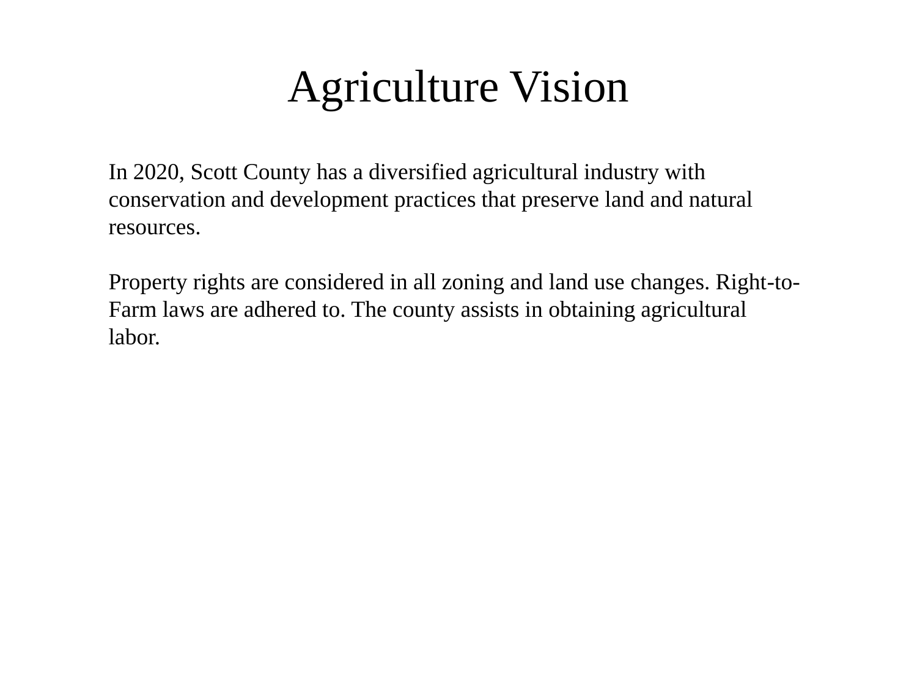# Agriculture Vision

In 2020, Scott County has a diversified agricultural industry with conservation and development practices that preserve land and natural resources.

Property rights are considered in all zoning and land use changes. Right-to-Farm laws are adhered to. The county assists in obtaining agricultural labor.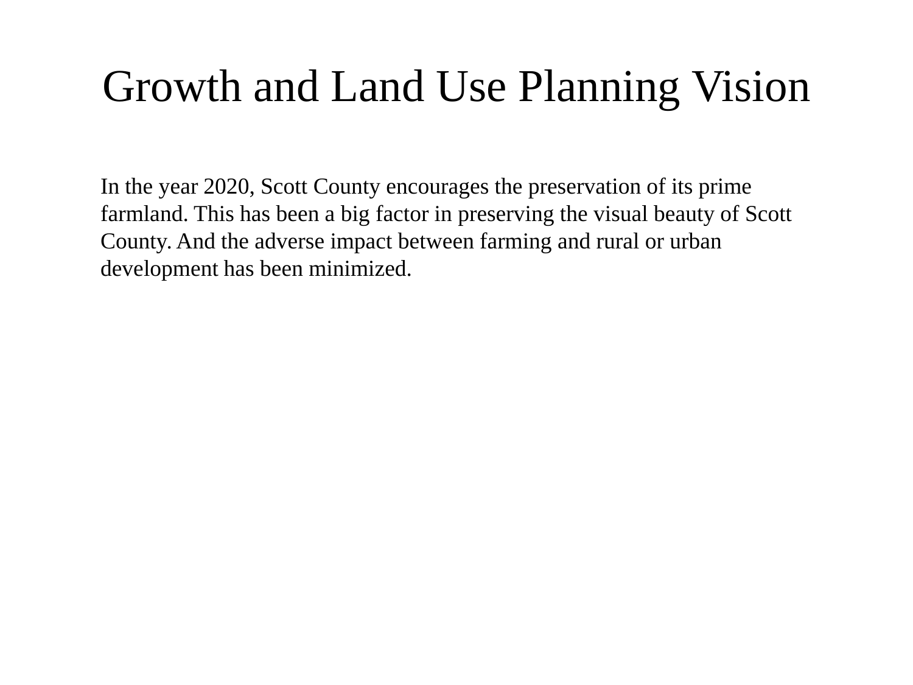# Growth and Land Use Planning Vision

In the year 2020, Scott County encourages the preservation of its prime farmland. This has been a big factor in preserving the visual beauty of Scott County. And the adverse impact between farming and rural or urban development has been minimized.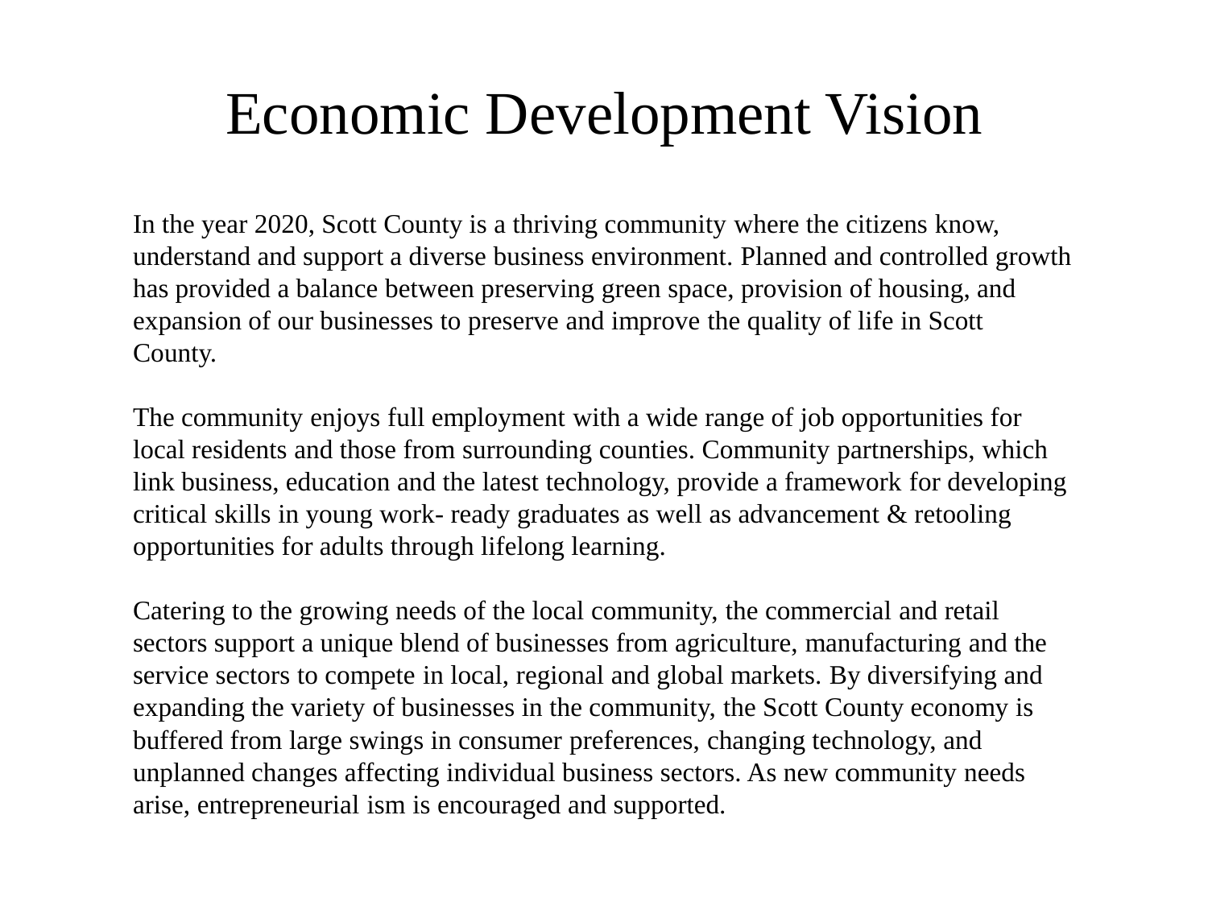# Economic Development Vision

In the year 2020, Scott County is a thriving community where the citizens know, understand and support a diverse business environment. Planned and controlled growth has provided a balance between preserving green space, provision of housing, and expansion of our businesses to preserve and improve the quality of life in Scott County.

The community enjoys full employment with a wide range of job opportunities for local residents and those from surrounding counties. Community partnerships, which link business, education and the latest technology, provide a framework for developing critical skills in young work- ready graduates as well as advancement & retooling opportunities for adults through lifelong learning.

Catering to the growing needs of the local community, the commercial and retail sectors support a unique blend of businesses from agriculture, manufacturing and the service sectors to compete in local, regional and global markets. By diversifying and expanding the variety of businesses in the community, the Scott County economy is buffered from large swings in consumer preferences, changing technology, and unplanned changes affecting individual business sectors. As new community needs arise, entrepreneurial ism is encouraged and supported.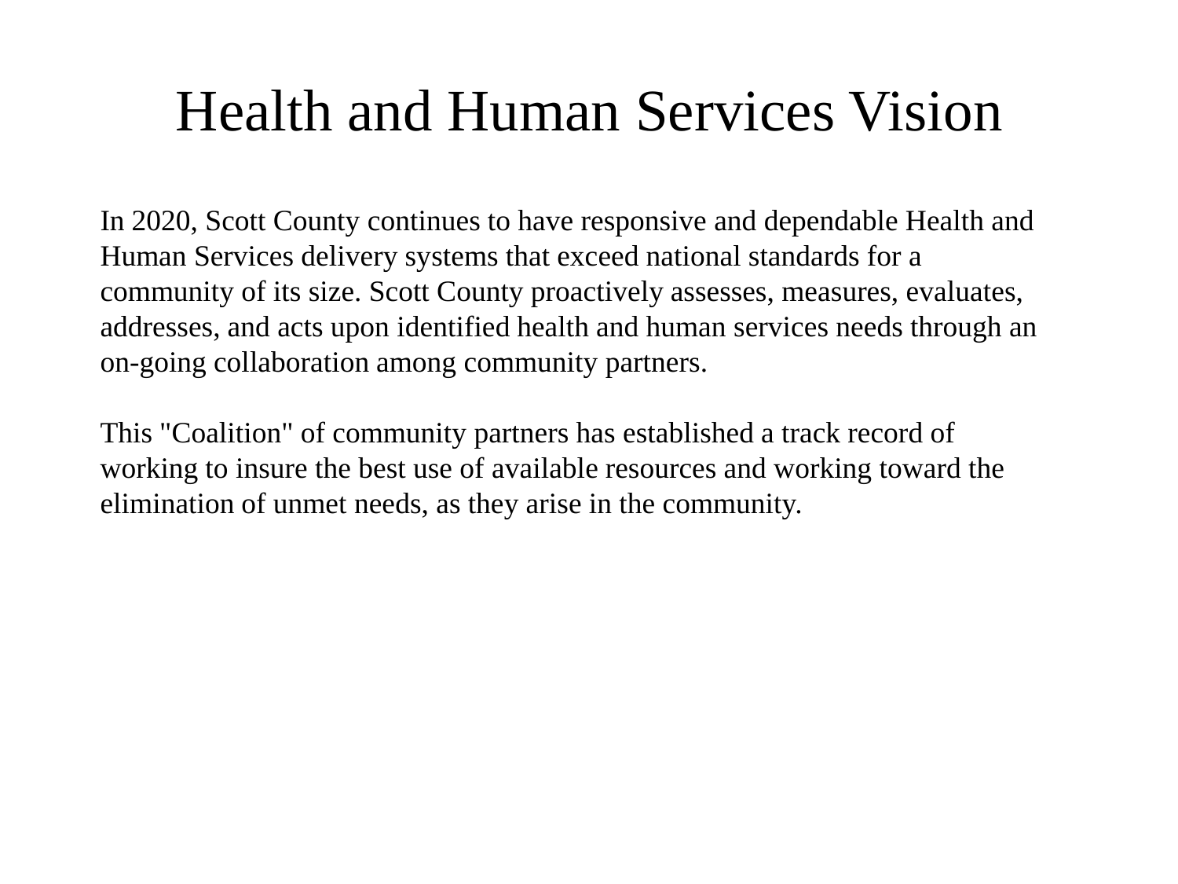# Health and Human Services Vision

In 2020, Scott County continues to have responsive and dependable Health and Human Services delivery systems that exceed national standards for a community of its size. Scott County proactively assesses, measures, evaluates, addresses, and acts upon identified health and human services needs through an on-going collaboration among community partners.

This "Coalition" of community partners has established a track record of working to insure the best use of available resources and working toward the elimination of unmet needs, as they arise in the community.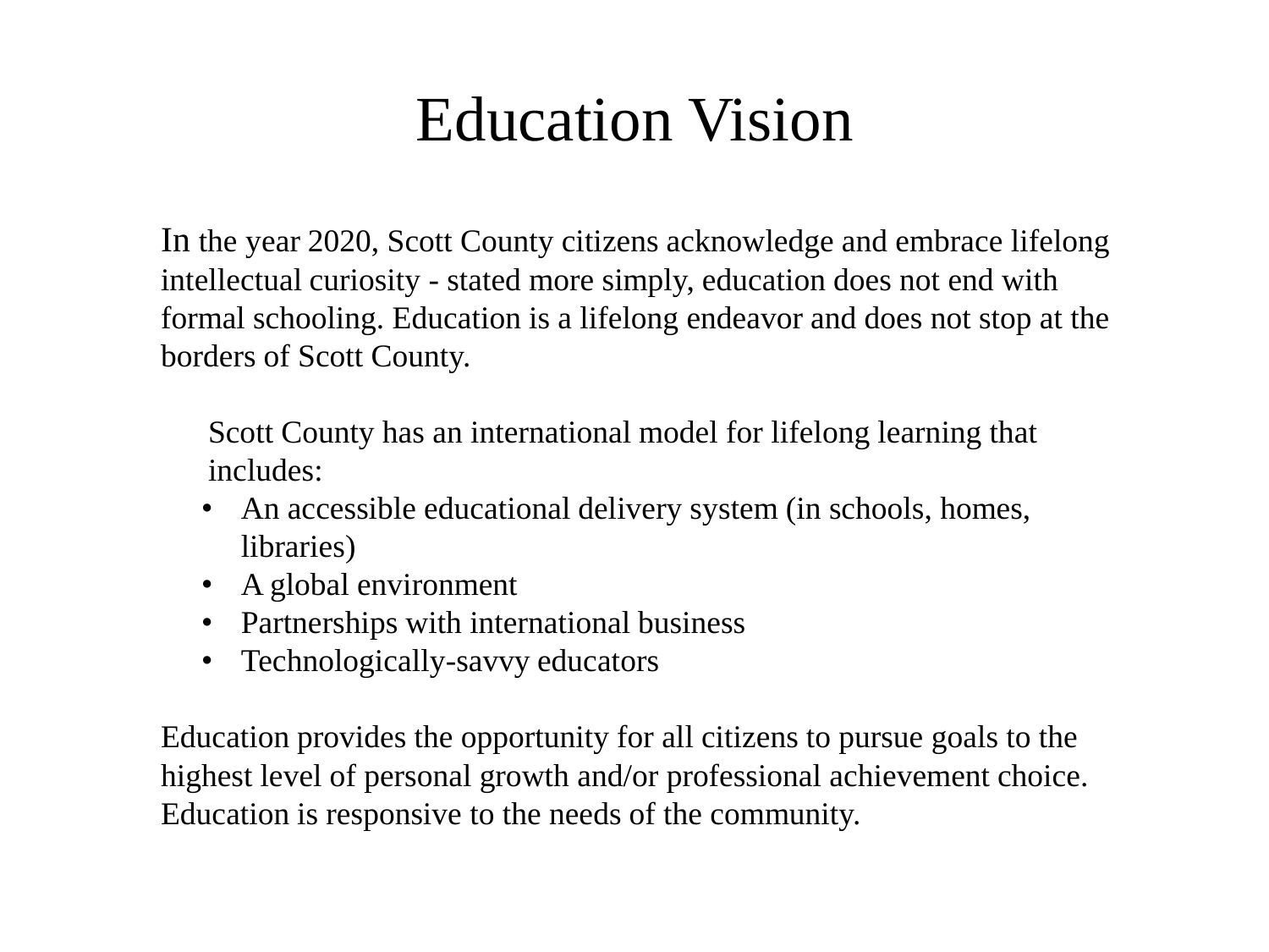# Education Vision

In the year 2020, Scott County citizens acknowledge and embrace lifelong intellectual curiosity - stated more simply, education does not end with formal schooling. Education is a lifelong endeavor and does not stop at the borders of Scott County.

Scott County has an international model for lifelong learning that includes:

- An accessible educational delivery system (in schools, homes, libraries)
- A global environment
- Partnerships with international business
- Technologically-savvy educators

Education provides the opportunity for all citizens to pursue goals to the highest level of personal growth and/or professional achievement choice. Education is responsive to the needs of the community.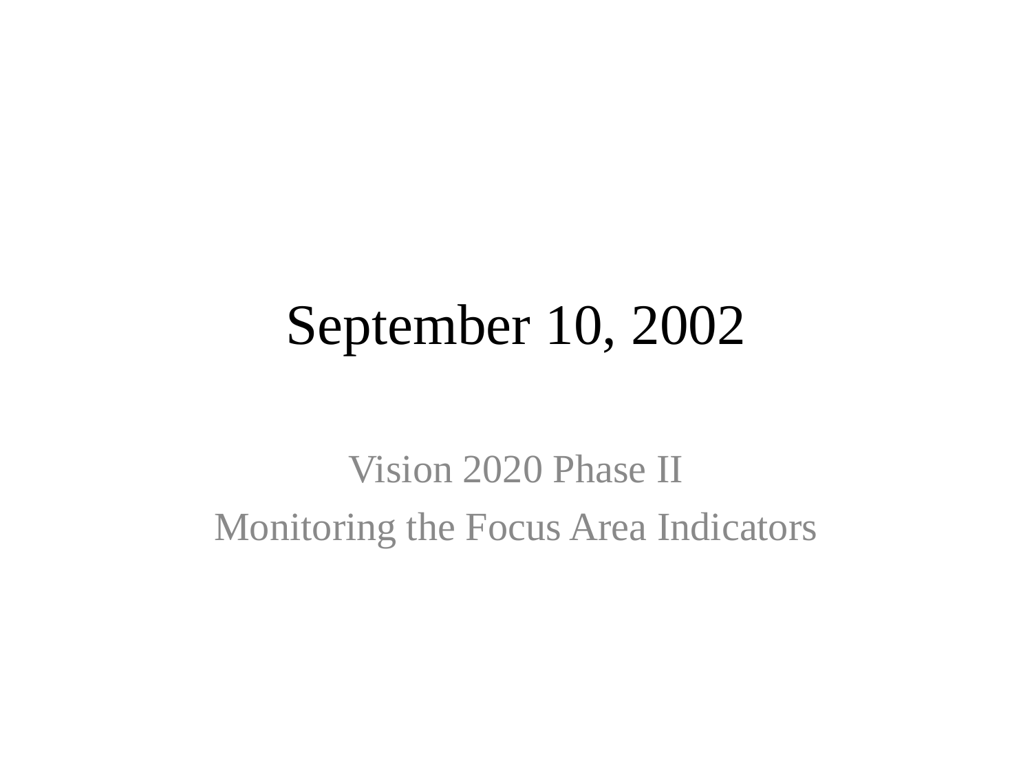# September 10, 2002

Vision 2020 Phase II

Monitoring the Focus Area Indicators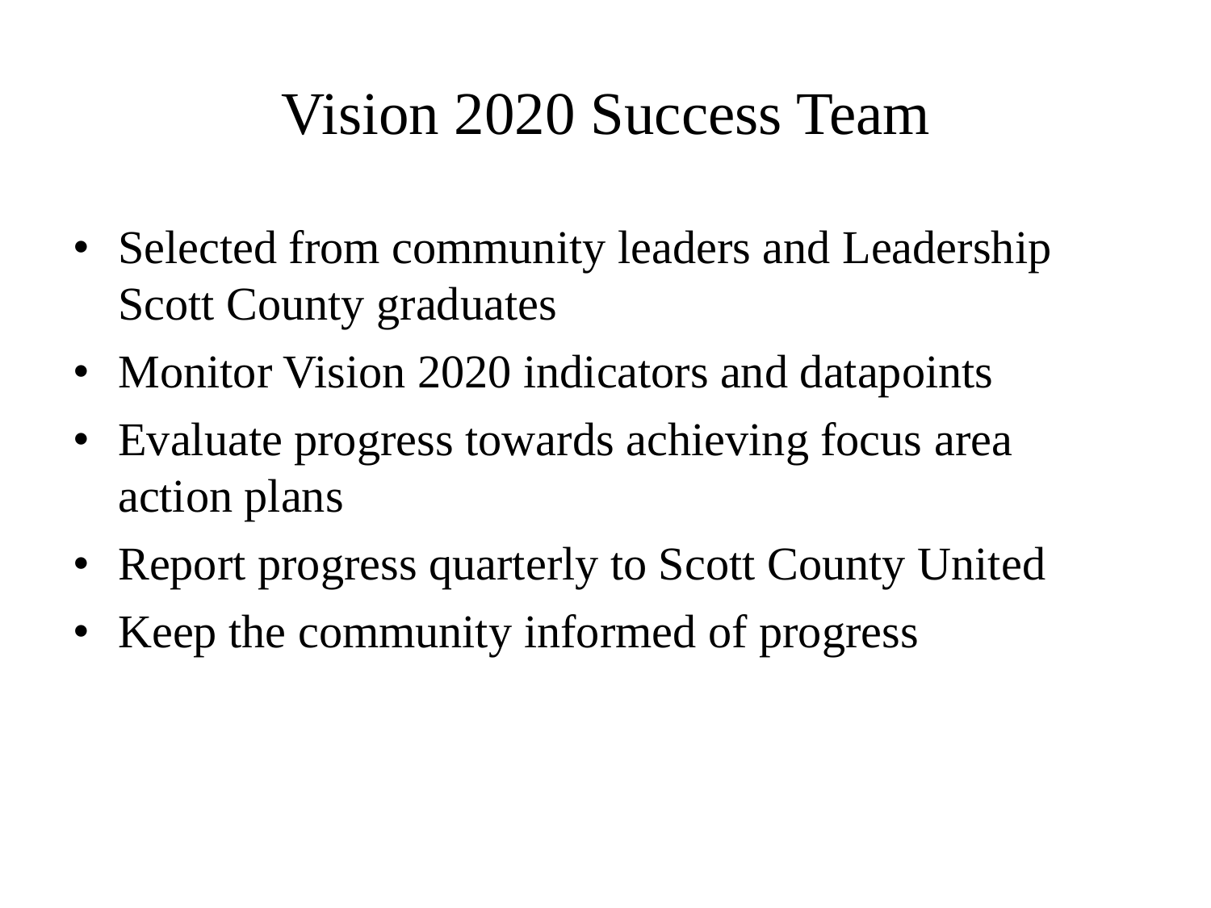# Vision 2020 Success Team

- Selected from community leaders and Leadership Scott County graduates
- Monitor Vision 2020 indicators and datapoints
- Evaluate progress towards achieving focus area action plans
- Report progress quarterly to Scott County United
- Keep the community informed of progress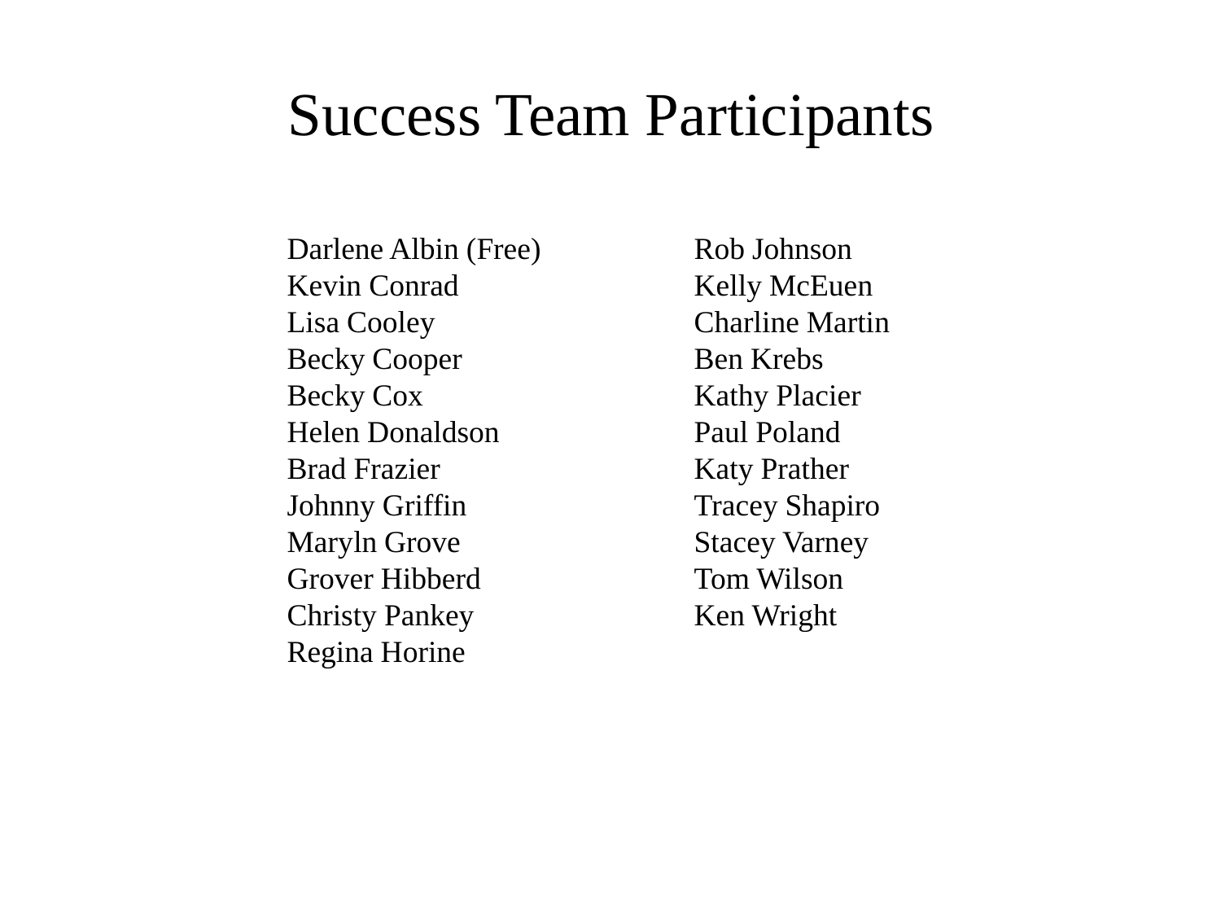# Success Team Participants

Darlene Albin (Free)
Kevin Conrad
Lisa Cooley
Becky Cooper
Becky Cox
Helen Donaldson
Brad Frazier
Johnny Griffin
Maryln Grove
Grover Hibberd
Christy Pankey
Regina Horine
Rob Johnson
Kelly McEuen
Charline Martin
Ben Krebs
Kathy Placier
Paul Poland
Katy Prather
Tracey Shapiro
Stacey Varney
Tom Wilson
Ken Wright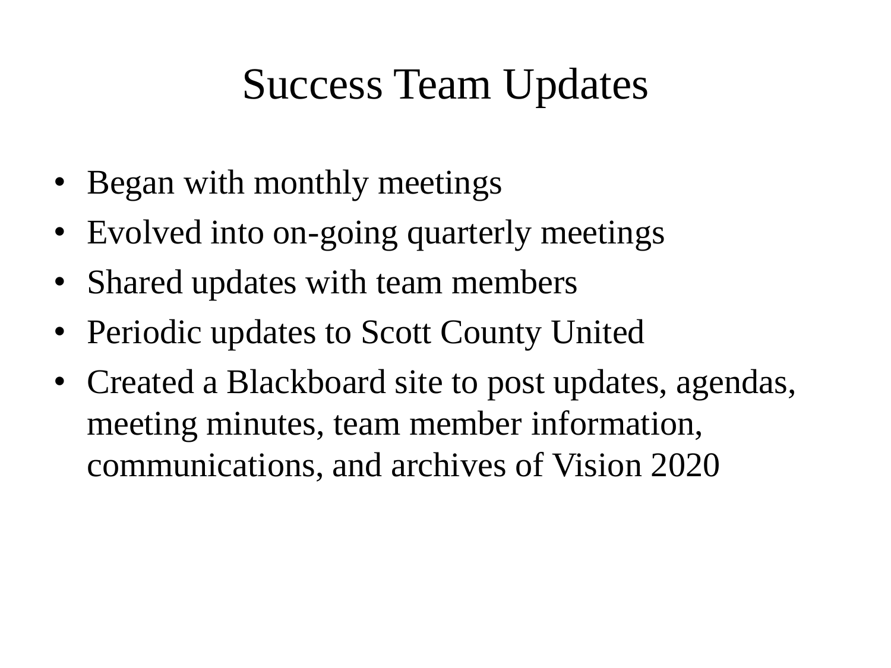# Success Team Updates

- Began with monthly meetings
- Evolved into on-going quarterly meetings
- Shared updates with team members
- Periodic updates to Scott County United
- Created a Blackboard site to post updates, agendas, meeting minutes, team member information, communications, and archives of Vision 2020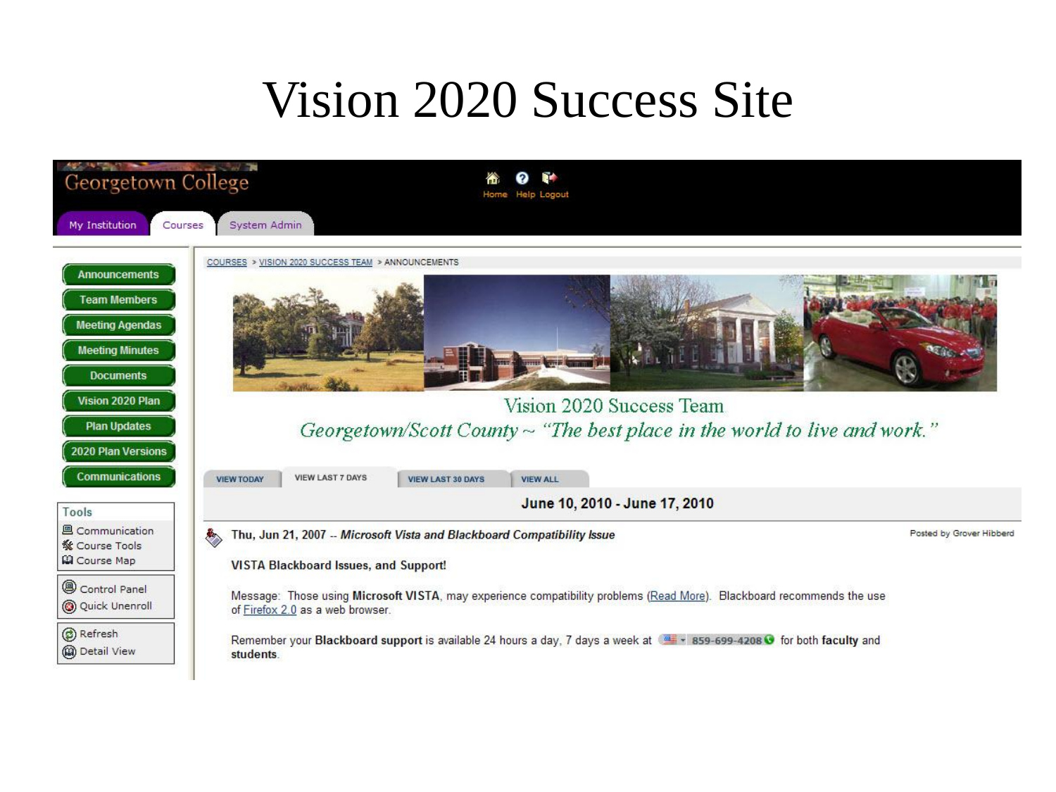# Vision 2020 Success Site

Georgetown College

Home Help Logout

My Institution | Courses | System Admin

COURSES > VISION 2020 SUCCESS TEAM > ANNOUNCEMENTS

- Announcements
- Team Members
- Meeting Agendas
- Meeting Minutes
- Documents
- Vision 2020 Plan
- Plan Updates
- 2020 Plan Versions
- Communications

**Tools**

- Communication
- Course Tools
- Course Map

- Control Panel
- Quick Unenroll

- Refresh
- Detail View

Vision 2020 Success Team

*Georgetown/Scott County ~ "The best place in the world to live and work."*

VIEW TODAY | VIEW LAST 7 DAYS | VIEW LAST 30 DAYS | VIEW ALL

**June 10, 2010 - June 17, 2010**

Thu, Jun 21, 2007 -- ***Microsoft Vista and Blackboard Compatibility Issue***

Posted by Grover Hibberd

**VISTA Blackboard Issues, and Support!**

Message: Those using **Microsoft VISTA**, may experience compatibility problems (Read More). Blackboard recommends the use of Firefox 2.0 as a web browser.

Remember your **Blackboard support** is available 24 hours a day, 7 days a week at 859-699-4208 for both **faculty** and **students**.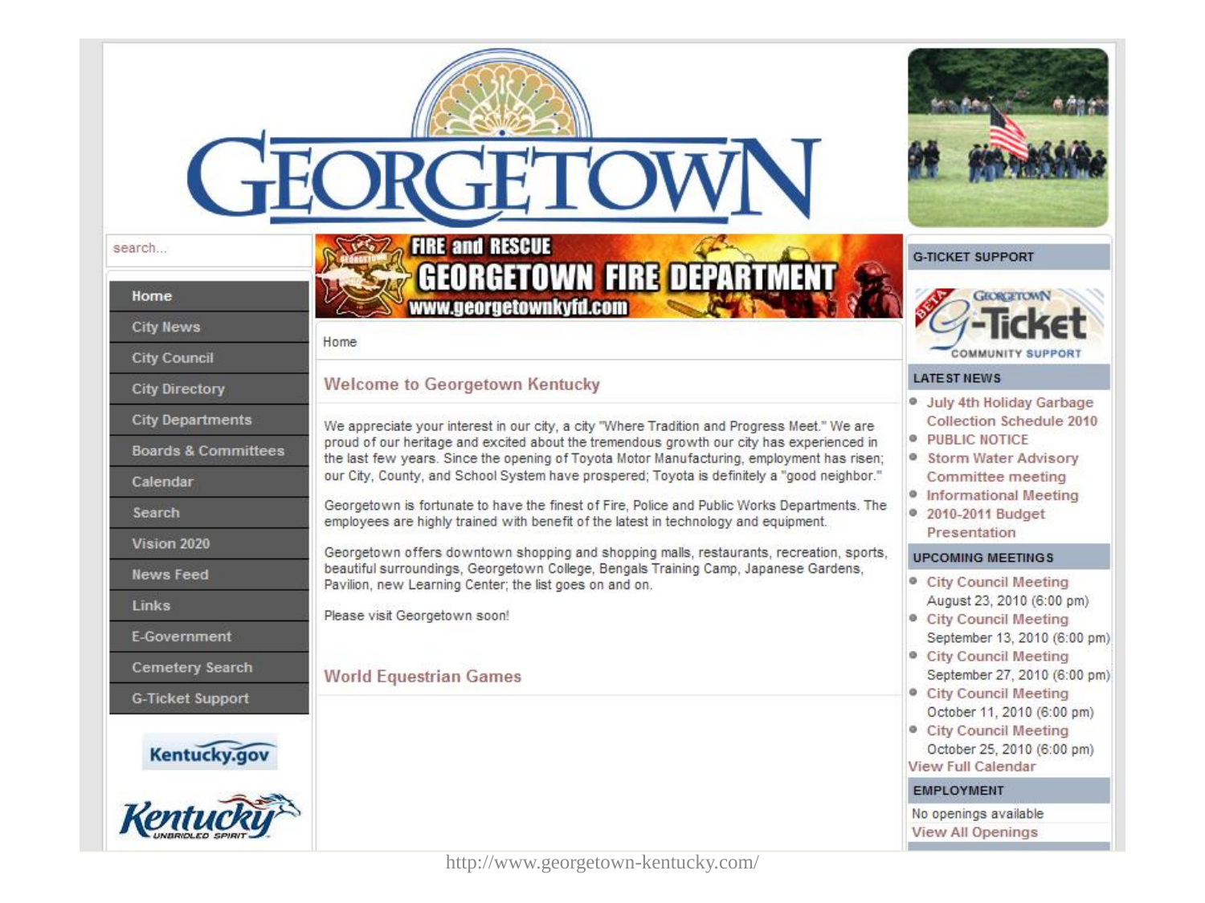# GEORGETOWN

search...

- Home
- City News
- City Council
- City Directory
- City Departments
- Boards & Committees
- Calendar
- Search
- Vision 2020
- News Feed
- Links
- E-Government
- Cemetery Search
- G-Ticket Support

Kentucky.gov

Kentucky UNBRIDLED SPIRIT

FIRE and RESCUE
GEORGETOWN FIRE DEPARTMENT
www.georgetownkyfd.com

Home

## Welcome to Georgetown Kentucky

We appreciate your interest in our city, a city "Where Tradition and Progress Meet." We are proud of our heritage and excited about the tremendous growth our city has experienced in the last few years. Since the opening of Toyota Motor Manufacturing, employment has risen; our City, County, and School System have prospered; Toyota is definitely a "good neighbor."

Georgetown is fortunate to have the finest of Fire, Police and Public Works Departments. The employees are highly trained with benefit of the latest in technology and equipment.

Georgetown offers downtown shopping and shopping malls, restaurants, recreation, sports, beautiful surroundings, Georgetown College, Bengals Training Camp, Japanese Gardens, Pavilion, new Learning Center; the list goes on and on.

Please visit Georgetown soon!

## World Equestrian Games

### G-TICKET SUPPORT

BETA GEORGETOWN G-Ticket COMMUNITY SUPPORT

### LATEST NEWS

- July 4th Holiday Garbage Collection Schedule 2010
- PUBLIC NOTICE
- Storm Water Advisory Committee meeting
- Informational Meeting
- 2010-2011 Budget Presentation

### UPCOMING MEETINGS

- City Council Meeting
  August 23, 2010 (6:00 pm)
- City Council Meeting
  September 13, 2010 (6:00 pm)
- City Council Meeting
  September 27, 2010 (6:00 pm)
- City Council Meeting
  October 11, 2010 (6:00 pm)
- City Council Meeting
  October 25, 2010 (6:00 pm)

View Full Calendar

### EMPLOYMENT

No openings available

View All Openings

http://www.georgetown-kentucky.com/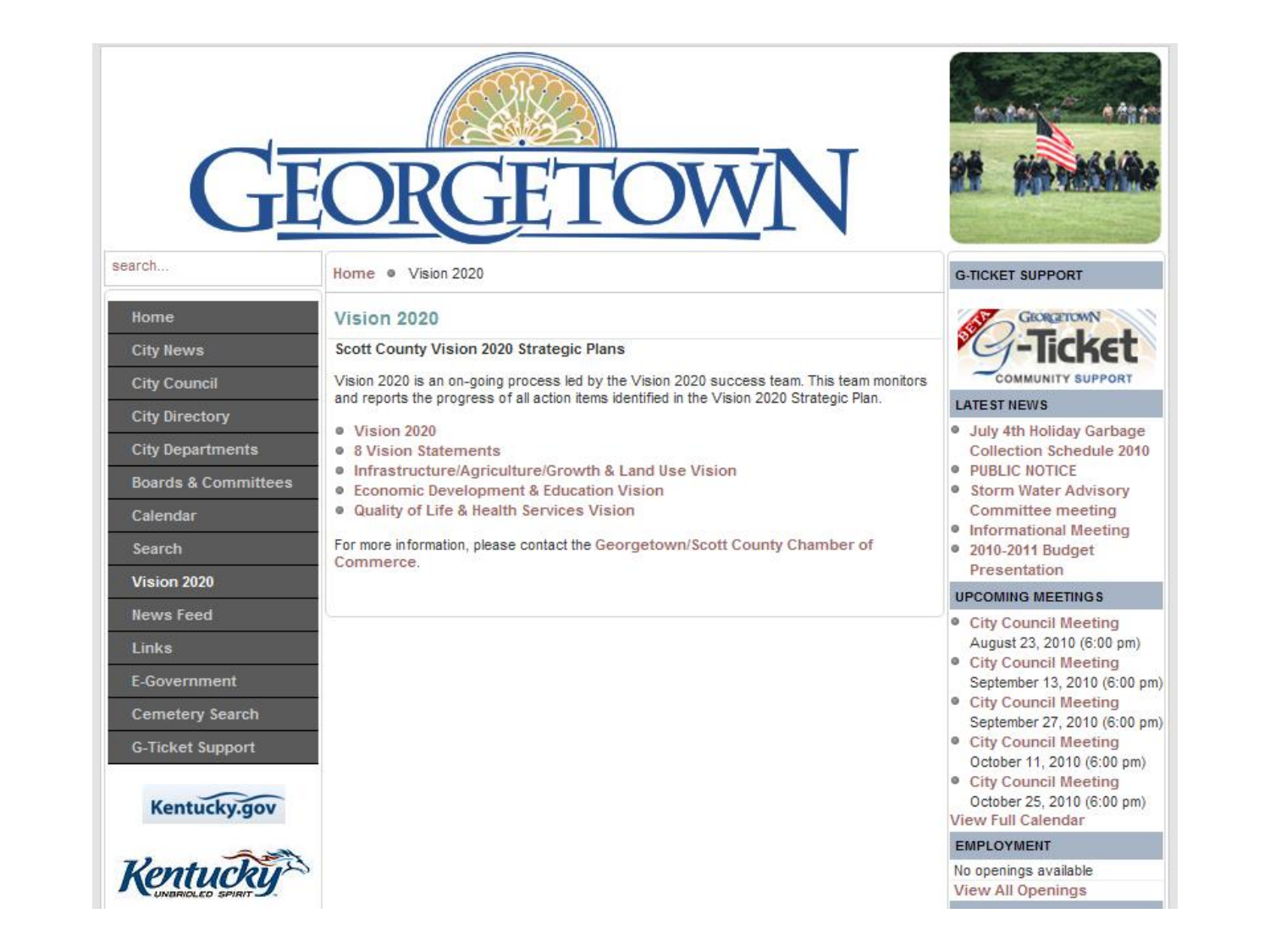# GEORGETOWN

search...

- Home
- City News
- City Council
- City Directory
- City Departments
- Boards & Committees
- Calendar
- Search
- **Vision 2020**
- News Feed
- Links
- E-Government
- Cemetery Search
- G-Ticket Support

Kentucky.gov

Kentucky UNBRIDLED SPIRIT

Home • Vision 2020

## Vision 2020

**Scott County Vision 2020 Strategic Plans**

Vision 2020 is an on-going process led by the Vision 2020 success team. This team monitors and reports the progress of all action items identified in the Vision 2020 Strategic Plan.

- Vision 2020
- 8 Vision Statements
- Infrastructure/Agriculture/Growth & Land Use Vision
- Economic Development & Education Vision
- Quality of Life & Health Services Vision

For more information, please contact the Georgetown/Scott County Chamber of Commerce.

### G-TICKET SUPPORT

BETA GEORGETOWN G-Ticket COMMUNITY SUPPORT

### LATEST NEWS

- July 4th Holiday Garbage Collection Schedule 2010
- PUBLIC NOTICE
- Storm Water Advisory Committee meeting
- Informational Meeting
- 2010-2011 Budget Presentation

### UPCOMING MEETINGS

- City Council Meeting
  August 23, 2010 (6:00 pm)
- City Council Meeting
  September 13, 2010 (6:00 pm)
- City Council Meeting
  September 27, 2010 (6:00 pm)
- City Council Meeting
  October 11, 2010 (6:00 pm)
- City Council Meeting
  October 25, 2010 (6:00 pm)

View Full Calendar

### EMPLOYMENT

No openings available

View All Openings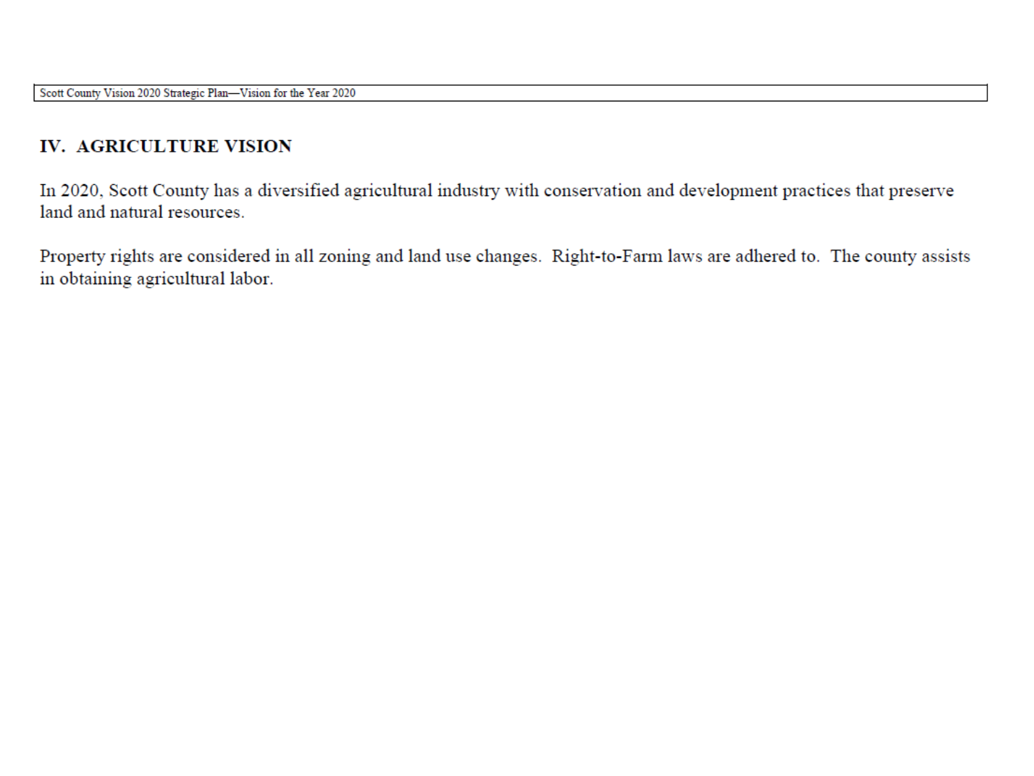## IV. AGRICULTURE VISION

In 2020, Scott County has a diversified agricultural industry with conservation and development practices that preserve land and natural resources.

Property rights are considered in all zoning and land use changes. Right-to-Farm laws are adhered to. The county assists in obtaining agricultural labor.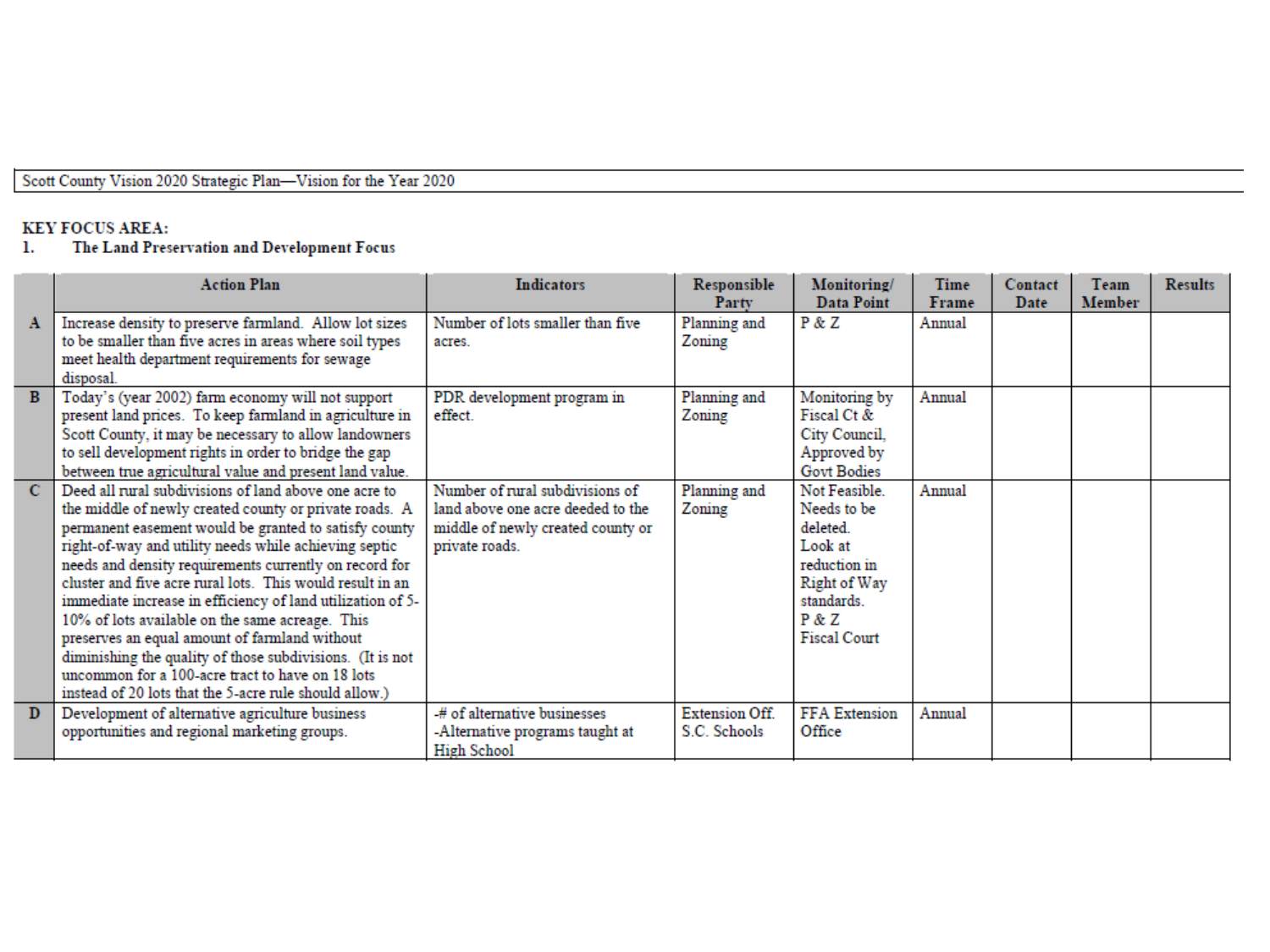Scott County Vision 2020 Strategic Plan—Vision for the Year 2020

**KEY FOCUS AREA:**

**1. The Land Preservation and Development Focus**

| | Action Plan | Indicators | Responsible Party | Monitoring/ Data Point | Time Frame | Contact Date | Team Member | Results |
|---|---|---|---|---|---|---|---|---|
| **A** | Increase density to preserve farmland. Allow lot sizes to be smaller than five acres in areas where soil types meet health department requirements for sewage disposal. | Number of lots smaller than five acres. | Planning and Zoning | P & Z | Annual | | | |
| **B** | Today's (year 2002) farm economy will not support present land prices. To keep farmland in agriculture in Scott County, it may be necessary to allow landowners to sell development rights in order to bridge the gap between true agricultural value and present land value. | PDR development program in effect. | Planning and Zoning | Monitoring by Fiscal Ct & City Council, Approved by Govt Bodies | Annual | | | |
| **C** | Deed all rural subdivisions of land above one acre to the middle of newly created county or private roads. A permanent easement would be granted to satisfy county right-of-way and utility needs while achieving septic needs and density requirements currently on record for cluster and five acre rural lots. This would result in an immediate increase in efficiency of land utilization of 5-10% of lots available on the same acreage. This preserves an equal amount of farmland without diminishing the quality of those subdivisions. (It is not uncommon for a 100-acre tract to have on 18 lots instead of 20 lots that the 5-acre rule should allow.) | Number of rural subdivisions of land above one acre deeded to the middle of newly created county or private roads. | Planning and Zoning | Not Feasible. Needs to be deleted. Look at reduction in Right of Way standards. P & Z Fiscal Court | Annual | | | |
| **D** | Development of alternative agriculture business opportunities and regional marketing groups. | -# of alternative businesses<br>-Alternative programs taught at High School | Extension Off. S.C. Schools | FFA Extension Office | Annual | | | |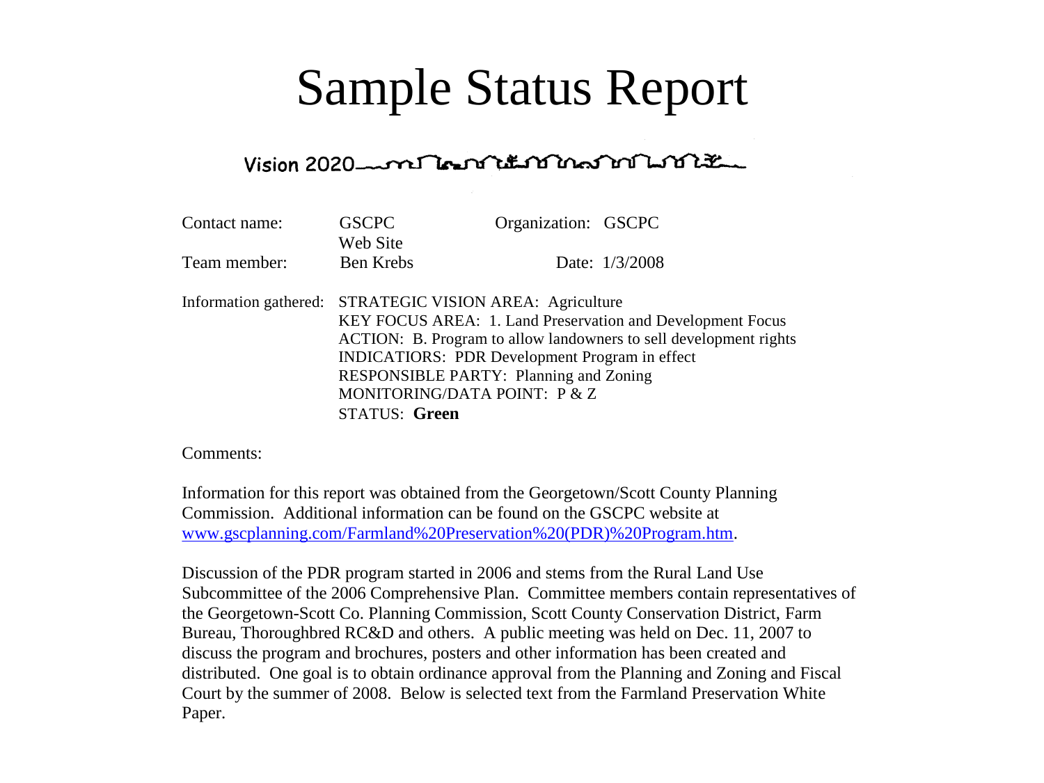# Sample Status Report

Vision 2020

| | | | |
|---|---|---|---|
| Contact name: | GSCPC Web Site | Organization: | GSCPC |
| Team member: | Ben Krebs | Date: | 1/3/2008 |

Information gathered: STRATEGIC VISION AREA: Agriculture
KEY FOCUS AREA: 1. Land Preservation and Development Focus
ACTION: B. Program to allow landowners to sell development rights
INDICATIORS: PDR Development Program in effect
RESPONSIBLE PARTY: Planning and Zoning
MONITORING/DATA POINT: P & Z
STATUS: **Green**

Comments:

Information for this report was obtained from the Georgetown/Scott County Planning Commission. Additional information can be found on the GSCPC website at [www.gscplanning.com/Farmland%20Preservation%20(PDR)%20Program.htm](www.gscplanning.com/Farmland%20Preservation%20(PDR)%20Program.htm).

Discussion of the PDR program started in 2006 and stems from the Rural Land Use Subcommittee of the 2006 Comprehensive Plan. Committee members contain representatives of the Georgetown-Scott Co. Planning Commission, Scott County Conservation District, Farm Bureau, Thoroughbred RC&D and others. A public meeting was held on Dec. 11, 2007 to discuss the program and brochures, posters and other information has been created and distributed. One goal is to obtain ordinance approval from the Planning and Zoning and Fiscal Court by the summer of 2008. Below is selected text from the Farmland Preservation White Paper.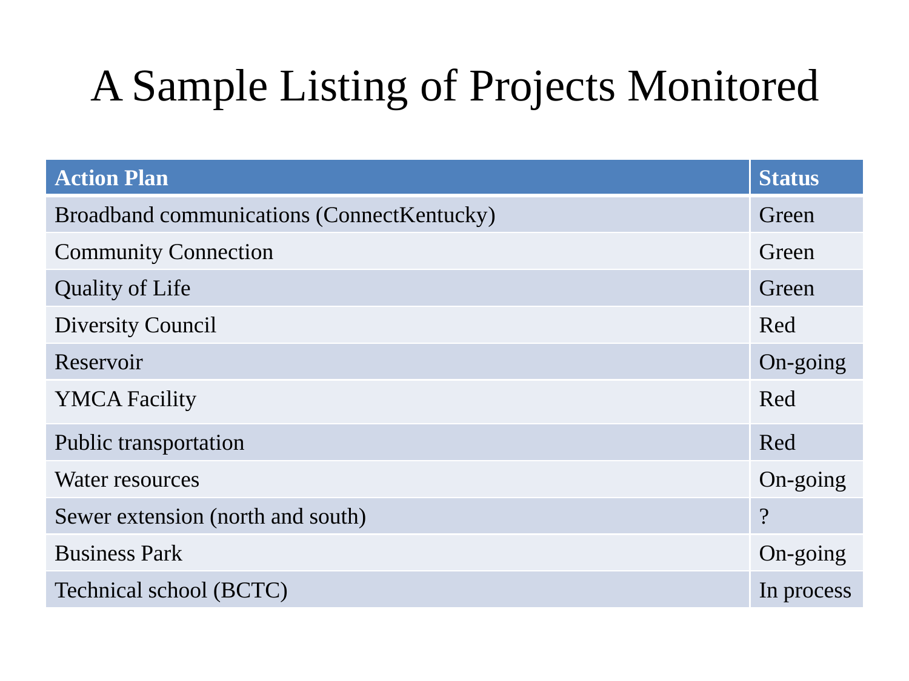# A Sample Listing of Projects Monitored

| Action Plan | Status |
| --- | --- |
| Broadband communications (ConnectKentucky) | Green |
| Community Connection | Green |
| Quality of Life | Green |
| Diversity Council | Red |
| Reservoir | On-going |
| YMCA Facility | Red |
| Public transportation | Red |
| Water resources | On-going |
| Sewer extension (north and south) | ? |
| Business Park | On-going |
| Technical school (BCTC) | In process |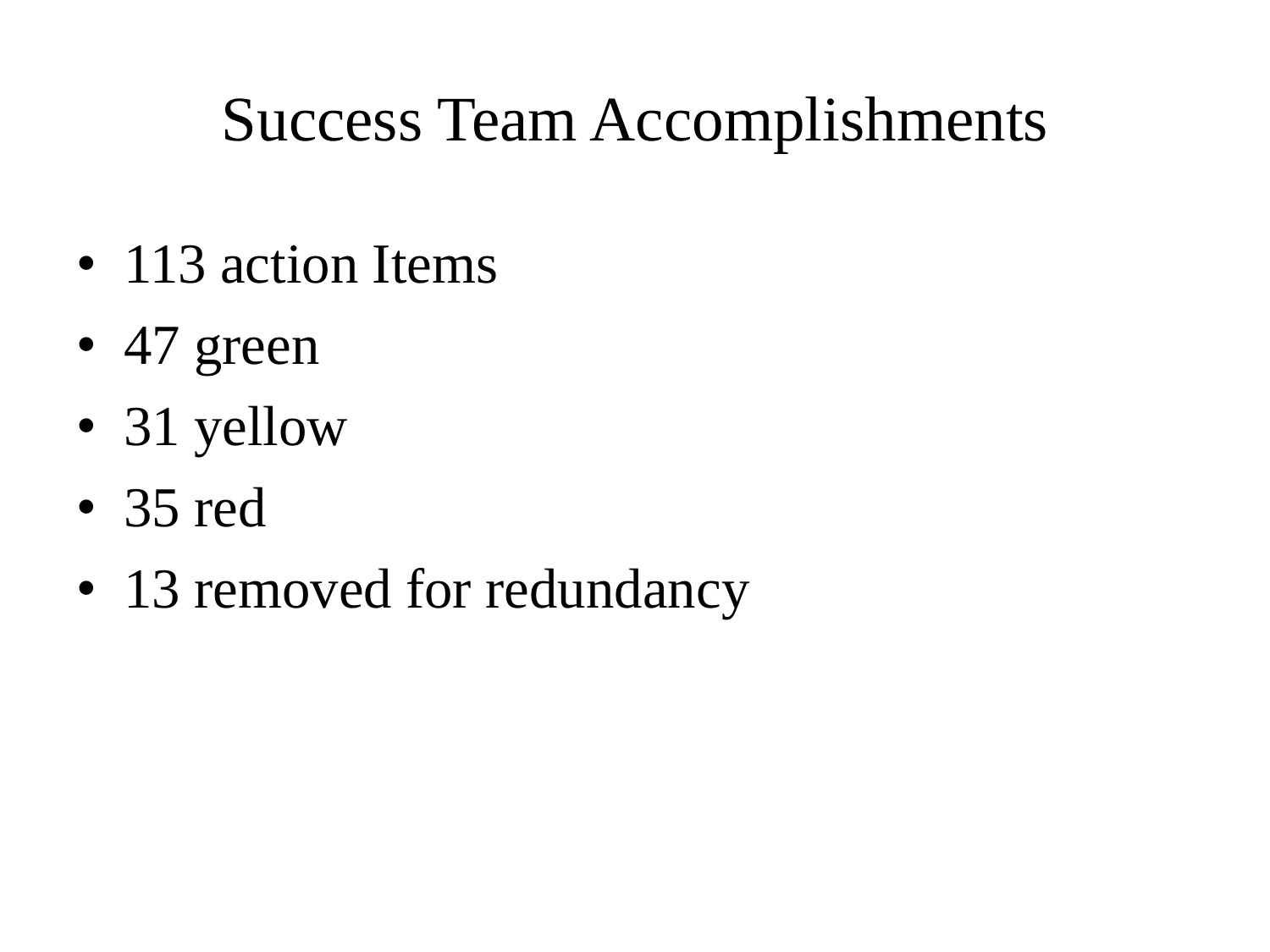# Success Team Accomplishments

- 113 action Items
- 47 green
- 31 yellow
- 35 red
- 13 removed for redundancy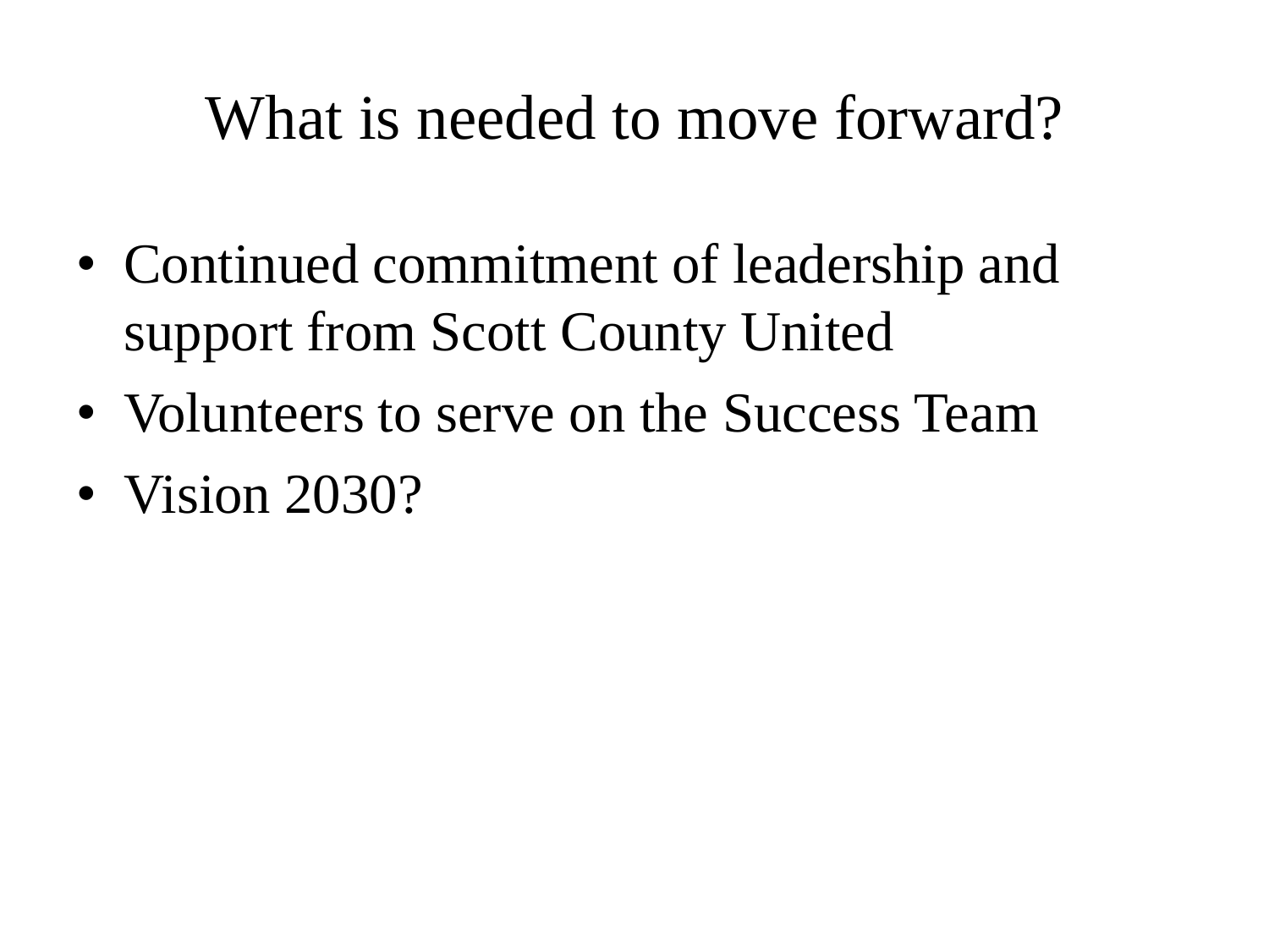# What is needed to move forward?

- Continued commitment of leadership and support from Scott County United
- Volunteers to serve on the Success Team
- Vision 2030?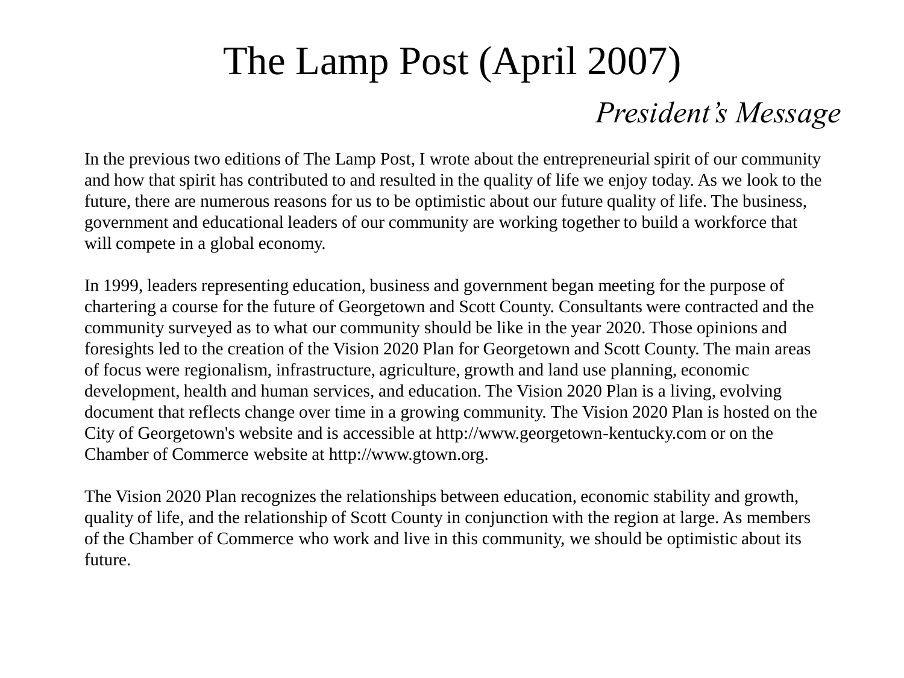# The Lamp Post (April 2007)

## *President's Message*

In the previous two editions of The Lamp Post, I wrote about the entrepreneurial spirit of our community and how that spirit has contributed to and resulted in the quality of life we enjoy today. As we look to the future, there are numerous reasons for us to be optimistic about our future quality of life. The business, government and educational leaders of our community are working together to build a workforce that will compete in a global economy.

In 1999, leaders representing education, business and government began meeting for the purpose of chartering a course for the future of Georgetown and Scott County. Consultants were contracted and the community surveyed as to what our community should be like in the year 2020. Those opinions and foresights led to the creation of the Vision 2020 Plan for Georgetown and Scott County. The main areas of focus were regionalism, infrastructure, agriculture, growth and land use planning, economic development, health and human services, and education. The Vision 2020 Plan is a living, evolving document that reflects change over time in a growing community. The Vision 2020 Plan is hosted on the City of Georgetown's website and is accessible at http://www.georgetown-kentucky.com or on the Chamber of Commerce website at http://www.gtown.org.

The Vision 2020 Plan recognizes the relationships between education, economic stability and growth, quality of life, and the relationship of Scott County in conjunction with the region at large. As members of the Chamber of Commerce who work and live in this community, we should be optimistic about its future.